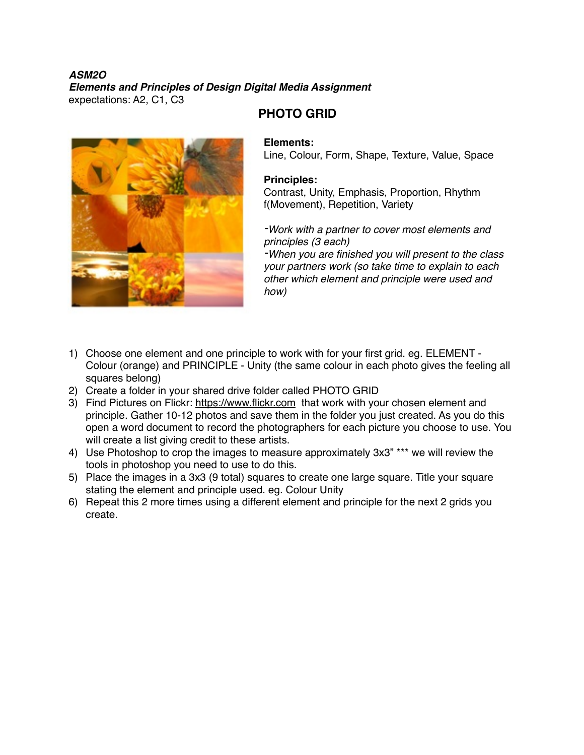***ASM2O***
***Elements and Principles of Design Digital Media Assignment***
expectations: A2, C1, C3

## PHOTO GRID

**Elements:**
Line, Colour, Form, Shape, Texture, Value, Space

**Principles:**
Contrast, Unity, Emphasis, Proportion, Rhythm f(Movement), Repetition, Variety

*-Work with a partner to cover most elements and principles (3 each)*
*-When you are finished you will present to the class your partners work (so take time to explain to each other which element and principle were used and how)*

1) Choose one element and one principle to work with for your first grid. eg. ELEMENT - Colour (orange) and PRINCIPLE - Unity (the same colour in each photo gives the feeling all squares belong)
2) Create a folder in your shared drive folder called PHOTO GRID
3) Find Pictures on Flickr: https://www.flickr.com that work with your chosen element and principle. Gather 10-12 photos and save them in the folder you just created. As you do this open a word document to record the photographers for each picture you choose to use. You will create a list giving credit to these artists.
4) Use Photoshop to crop the images to measure approximately 3x3" *** we will review the tools in photoshop you need to use to do this.
5) Place the images in a 3x3 (9 total) squares to create one large square. Title your square stating the element and principle used. eg. Colour Unity
6) Repeat this 2 more times using a different element and principle for the next 2 grids you create.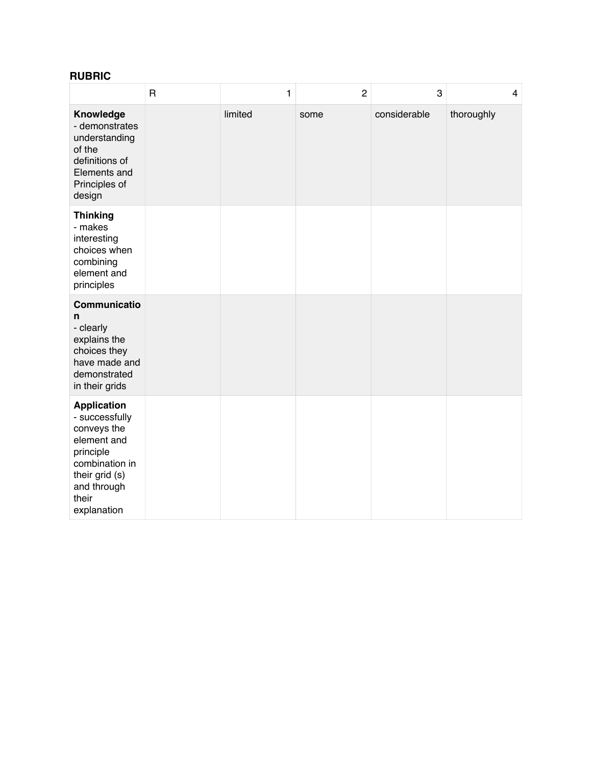**RUBRIC**

| | R | 1 | 2 | 3 | 4 |
|---|---|---|---|---|---|
| **Knowledge** - demonstrates understanding of the definitions of Elements and Principles of design | | limited | some | considerable | thoroughly |
| **Thinking** - makes interesting choices when combining element and principles | | | | | |
| **Communication** - clearly explains the choices they have made and demonstrated in their grids | | | | | |
| **Application** - successfully conveys the element and principle combination in their grid (s) and through their explanation | | | | | |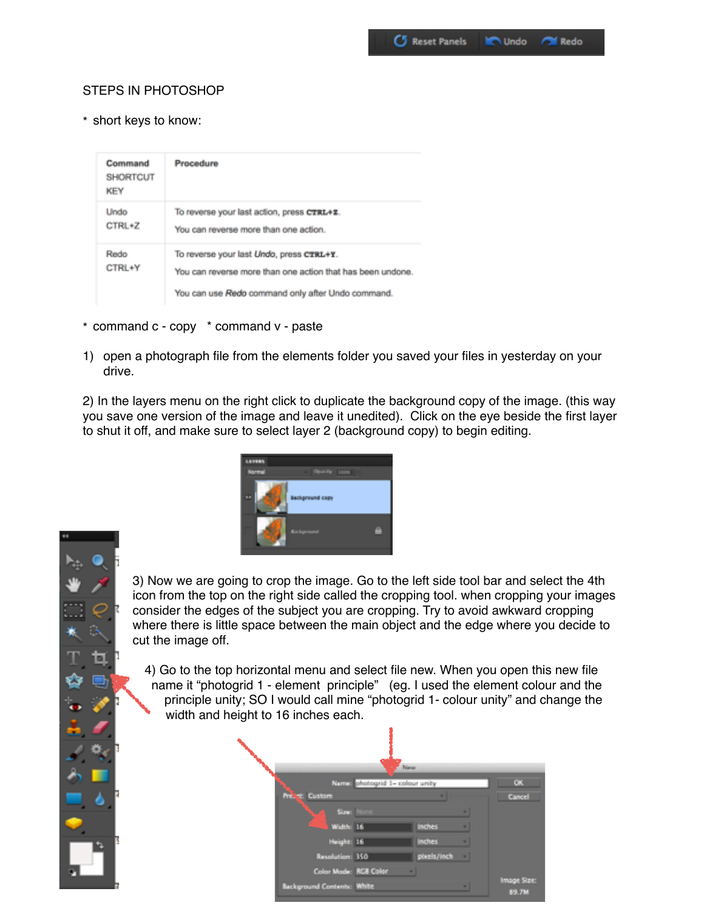STEPS IN PHOTOSHOP

* short keys to know:

| Command SHORTCUT KEY | Procedure |
|---|---|
| Undo CTRL+Z | To reverse your last action, press CTRL+Z. You can reverse more than one action. |
| Redo CTRL+Y | To reverse your last *Undo*, press CTRL+Y. You can reverse more than one action that has been undone. You can use *Redo* command only after Undo command. |

* command c - copy * command v - paste

1) open a photograph file from the elements folder you saved your files in yesterday on your drive.

2) In the layers menu on the right click to duplicate the background copy of the image. (this way you save one version of the image and leave it unedited). Click on the eye beside the first layer to shut it off, and make sure to select layer 2 (background copy) to begin editing.

3) Now we are going to crop the image. Go to the left side tool bar and select the 4th icon from the top on the right side called the cropping tool. when cropping your images consider the edges of the subject you are cropping. Try to avoid awkward cropping where there is little space between the main object and the edge where you decide to cut the image off.

4) Go to the top horizontal menu and select file new. When you open this new file name it "photogrid 1 - element principle" (eg. I used the element colour and the principle unity; SO I would call mine "photogrid 1- colour unity" and change the width and height to 16 inches each.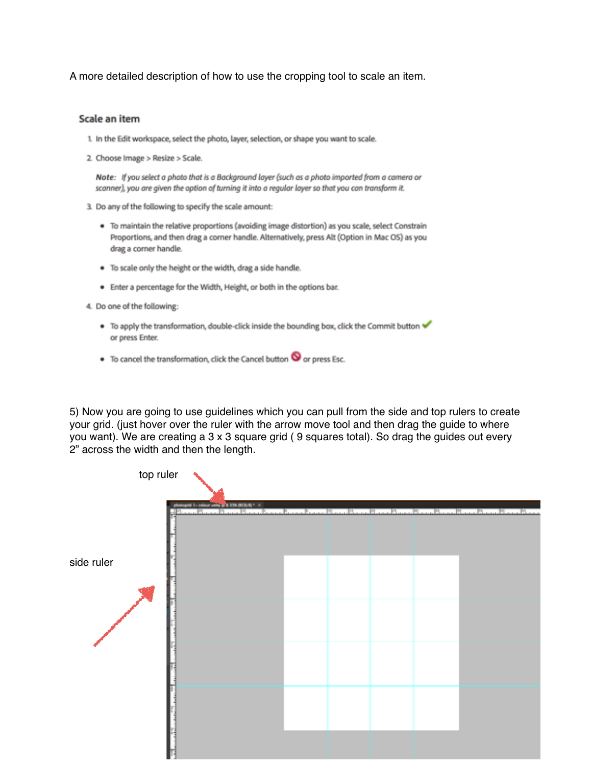A more detailed description of how to use the cropping tool to scale an item.

## Scale an item

1. In the Edit workspace, select the photo, layer, selection, or shape you want to scale.
2. Choose Image > Resize > Scale.

   **Note:** *If you select a photo that is a Background layer (such as a photo imported from a camera or scanner), you are given the option of turning it into a regular layer so that you can transform it.*

3. Do any of the following to specify the scale amount:
   - To maintain the relative proportions (avoiding image distortion) as you scale, select Constrain Proportions, and then drag a corner handle. Alternatively, press Alt (Option in Mac OS) as you drag a corner handle.
   - To scale only the height or the width, drag a side handle.
   - Enter a percentage for the Width, Height, or both in the options bar.
4. Do one of the following:
   - To apply the transformation, double-click inside the bounding box, click the Commit button ✔ or press Enter.
   - To cancel the transformation, click the Cancel button or press Esc.

5) Now you are going to use guidelines which you can pull from the side and top rulers to create your grid. (just hover over the ruler with the arrow move tool and then drag the guide to where you want). We are creating a 3 x 3 square grid ( 9 squares total). So drag the guides out every 2" across the width and then the length.

top ruler

side ruler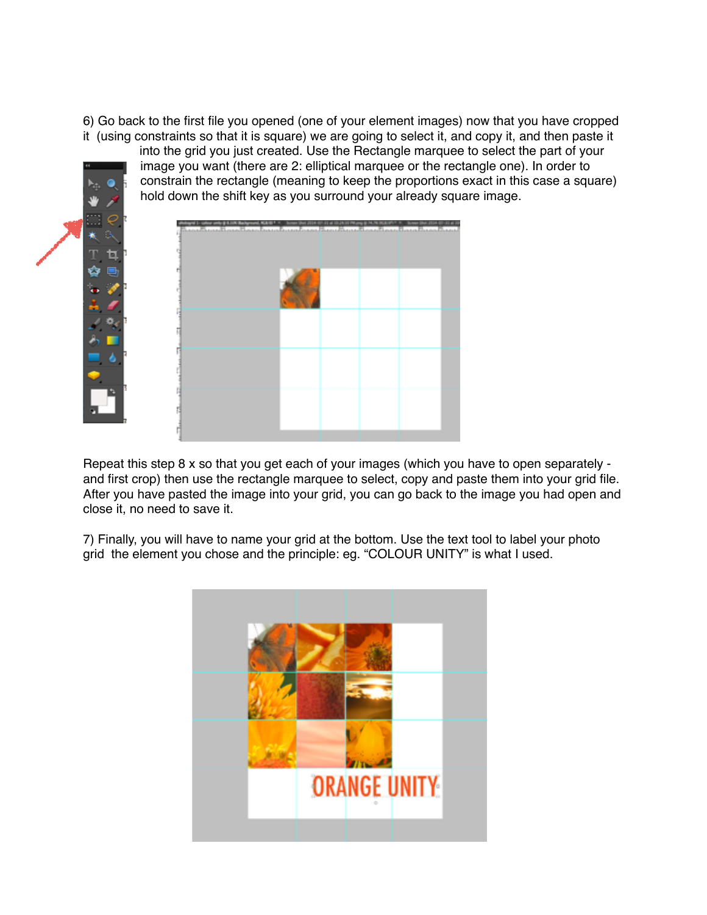6) Go back to the first file you opened (one of your element images) now that you have cropped it (using constraints so that it is square) we are going to select it, and copy it, and then paste it into the grid you just created. Use the Rectangle marquee to select the part of your image you want (there are 2: elliptical marquee or the rectangle one). In order to constrain the rectangle (meaning to keep the proportions exact in this case a square) hold down the shift key as you surround your already square image.

Repeat this step 8 x so that you get each of your images (which you have to open separately - and first crop) then use the rectangle marquee to select, copy and paste them into your grid file. After you have pasted the image into your grid, you can go back to the image you had open and close it, no need to save it.

7) Finally, you will have to name your grid at the bottom. Use the text tool to label your photo grid the element you chose and the principle: eg. “COLOUR UNITY” is what I used.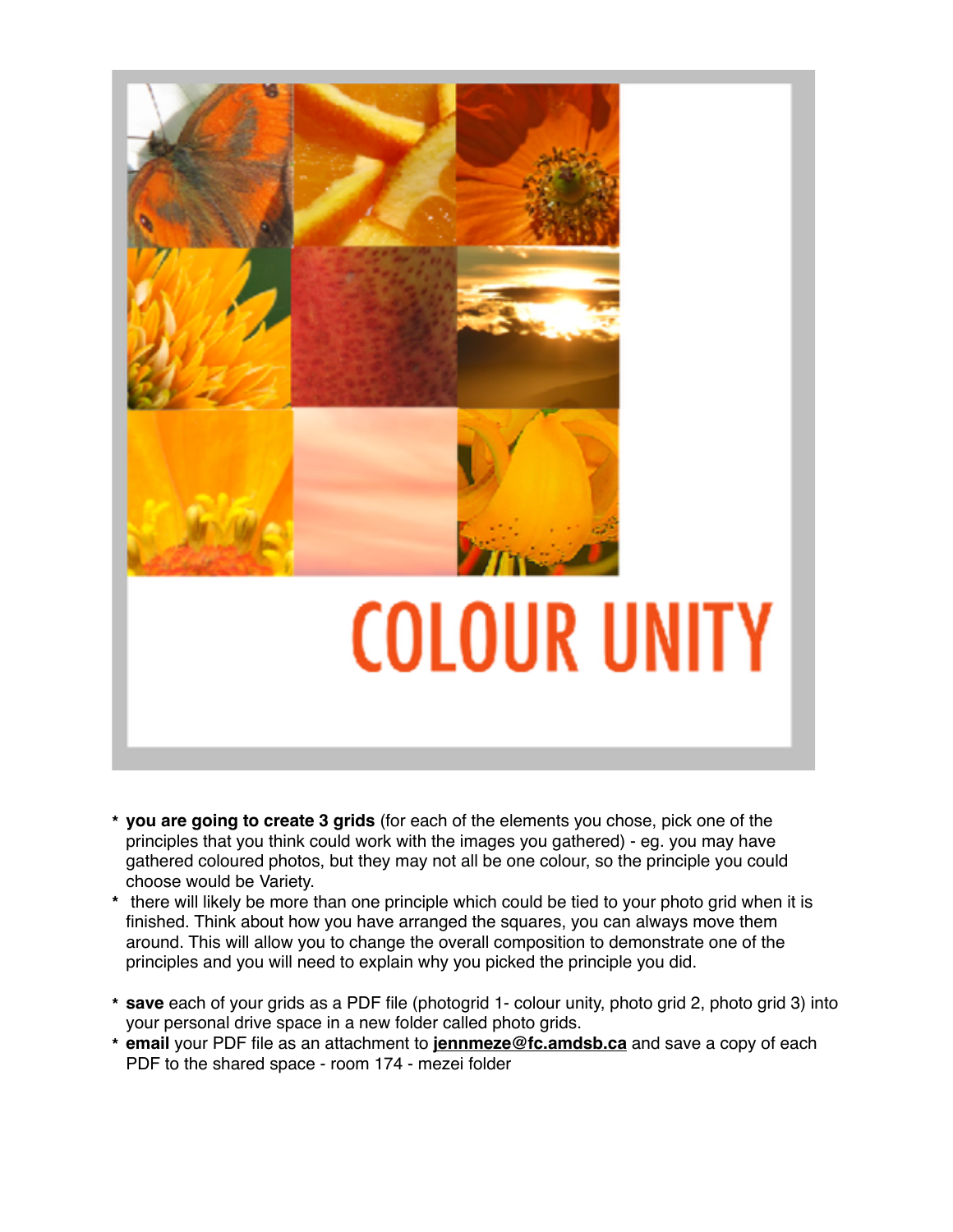# COLOUR UNITY

- **you are going to create 3 grids** (for each of the elements you chose, pick one of the principles that you think could work with the images you gathered) - eg. you may have gathered coloured photos, but they may not all be one colour, so the principle you could choose would be Variety.
- there will likely be more than one principle which could be tied to your photo grid when it is finished. Think about how you have arranged the squares, you can always move them around. This will allow you to change the overall composition to demonstrate one of the principles and you will need to explain why you picked the principle you did.

- **save** each of your grids as a PDF file (photogrid 1- colour unity, photo grid 2, photo grid 3) into your personal drive space in a new folder called photo grids.
- **email** your PDF file as an attachment to **jennmeze@fc.amdsb.ca** and save a copy of each PDF to the shared space - room 174 - mezei folder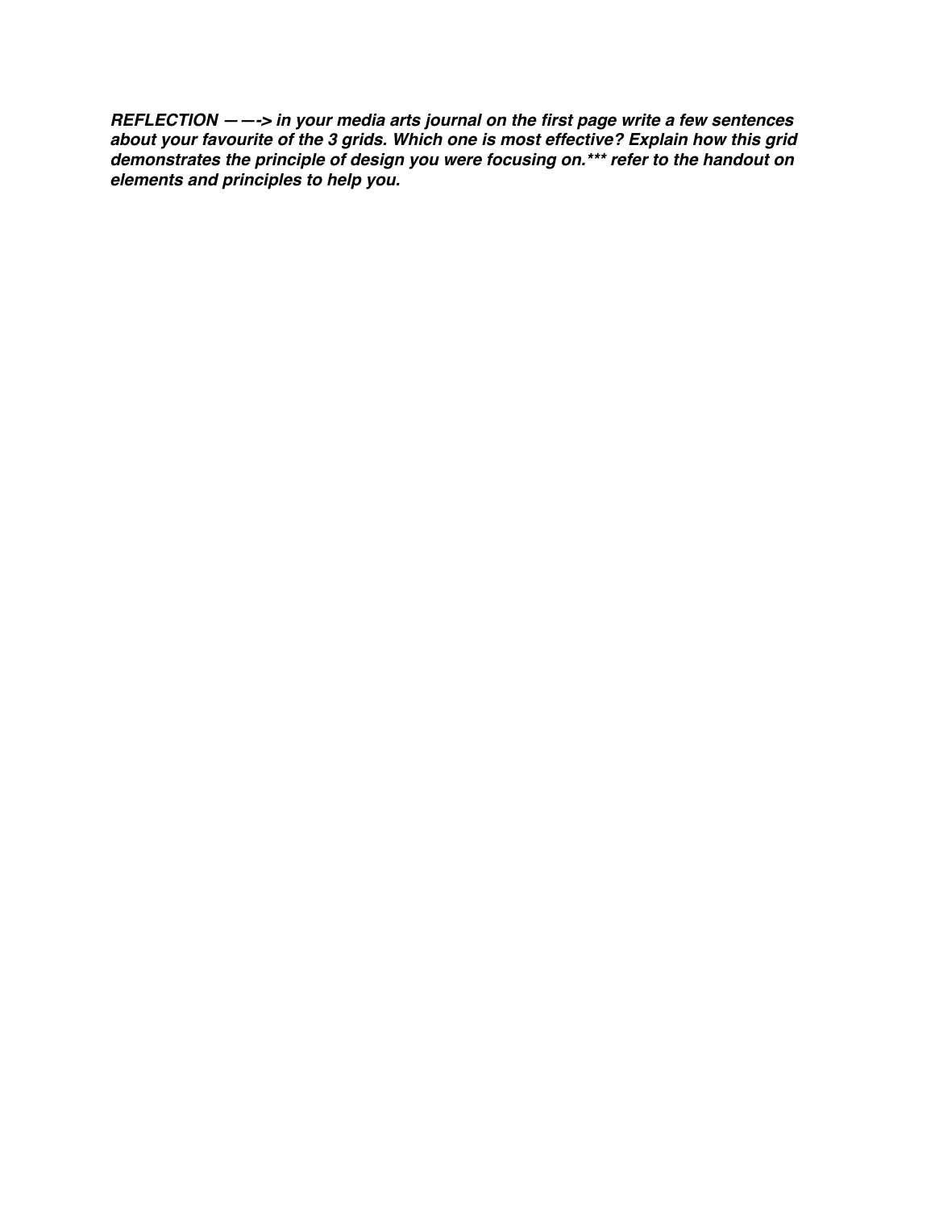***REFLECTION ——-> in your media arts journal on the first page write a few sentences about your favourite of the 3 grids. Which one is most effective? Explain how this grid demonstrates the principle of design you were focusing on.*** refer to the handout on elements and principles to help you.***